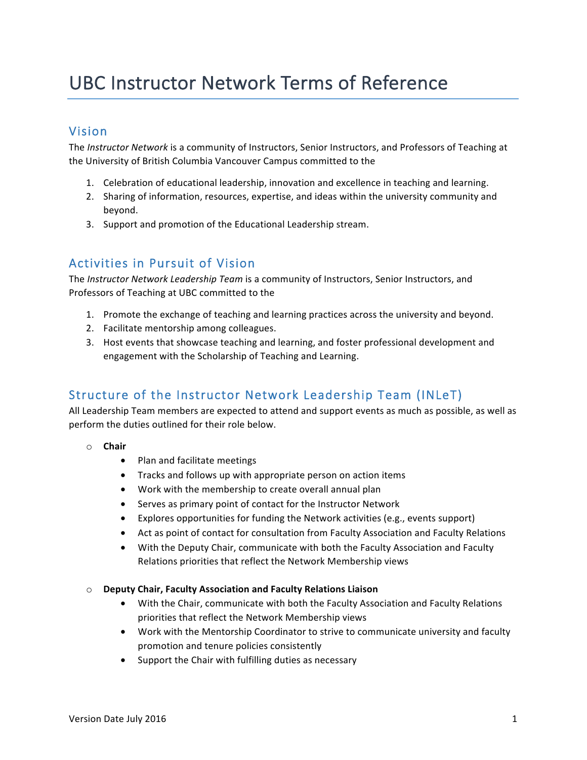# UBC Instructor Network Terms of Reference

## Vision

The *Instructor Network* is a community of Instructors, Senior Instructors, and Professors of Teaching at the University of British Columbia Vancouver Campus committed to the

1. Celebration of educational leadership, innovation and excellence in teaching and learning.
2. Sharing of information, resources, expertise, and ideas within the university community and beyond.
3. Support and promotion of the Educational Leadership stream.

## Activities in Pursuit of Vision

The *Instructor Network Leadership Team* is a community of Instructors, Senior Instructors, and Professors of Teaching at UBC committed to the

1. Promote the exchange of teaching and learning practices across the university and beyond.
2. Facilitate mentorship among colleagues.
3. Host events that showcase teaching and learning, and foster professional development and engagement with the Scholarship of Teaching and Learning.

## Structure of the Instructor Network Leadership Team (INLeT)

All Leadership Team members are expected to attend and support events as much as possible, as well as perform the duties outlined for their role below.

- **Chair**
  - Plan and facilitate meetings
  - Tracks and follows up with appropriate person on action items
  - Work with the membership to create overall annual plan
  - Serves as primary point of contact for the Instructor Network
  - Explores opportunities for funding the Network activities (e.g., events support)
  - Act as point of contact for consultation from Faculty Association and Faculty Relations
  - With the Deputy Chair, communicate with both the Faculty Association and Faculty Relations priorities that reflect the Network Membership views

- **Deputy Chair, Faculty Association and Faculty Relations Liaison**
  - With the Chair, communicate with both the Faculty Association and Faculty Relations priorities that reflect the Network Membership views
  - Work with the Mentorship Coordinator to strive to communicate university and faculty promotion and tenure policies consistently
  - Support the Chair with fulfilling duties as necessary

Version Date July 2016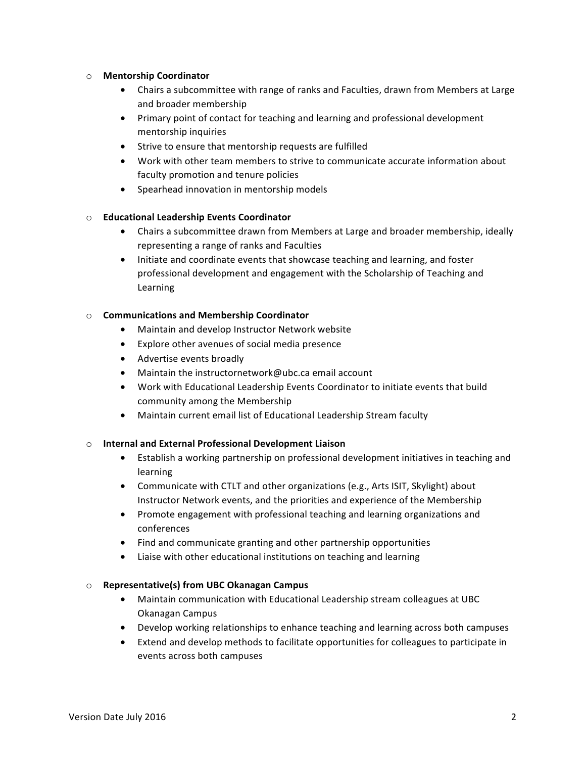- **Mentorship Coordinator**
    - Chairs a subcommittee with range of ranks and Faculties, drawn from Members at Large and broader membership
    - Primary point of contact for teaching and learning and professional development mentorship inquiries
    - Strive to ensure that mentorship requests are fulfilled
    - Work with other team members to strive to communicate accurate information about faculty promotion and tenure policies
    - Spearhead innovation in mentorship models

- **Educational Leadership Events Coordinator**
    - Chairs a subcommittee drawn from Members at Large and broader membership, ideally representing a range of ranks and Faculties
    - Initiate and coordinate events that showcase teaching and learning, and foster professional development and engagement with the Scholarship of Teaching and Learning

- **Communications and Membership Coordinator**
    - Maintain and develop Instructor Network website
    - Explore other avenues of social media presence
    - Advertise events broadly
    - Maintain the instructornetwork@ubc.ca email account
    - Work with Educational Leadership Events Coordinator to initiate events that build community among the Membership
    - Maintain current email list of Educational Leadership Stream faculty

- **Internal and External Professional Development Liaison**
    - Establish a working partnership on professional development initiatives in teaching and learning
    - Communicate with CTLT and other organizations (e.g., Arts ISIT, Skylight) about Instructor Network events, and the priorities and experience of the Membership
    - Promote engagement with professional teaching and learning organizations and conferences
    - Find and communicate granting and other partnership opportunities
    - Liaise with other educational institutions on teaching and learning

- **Representative(s) from UBC Okanagan Campus**
    - Maintain communication with Educational Leadership stream colleagues at UBC Okanagan Campus
    - Develop working relationships to enhance teaching and learning across both campuses
    - Extend and develop methods to facilitate opportunities for colleagues to participate in events across both campuses

Version Date July 2016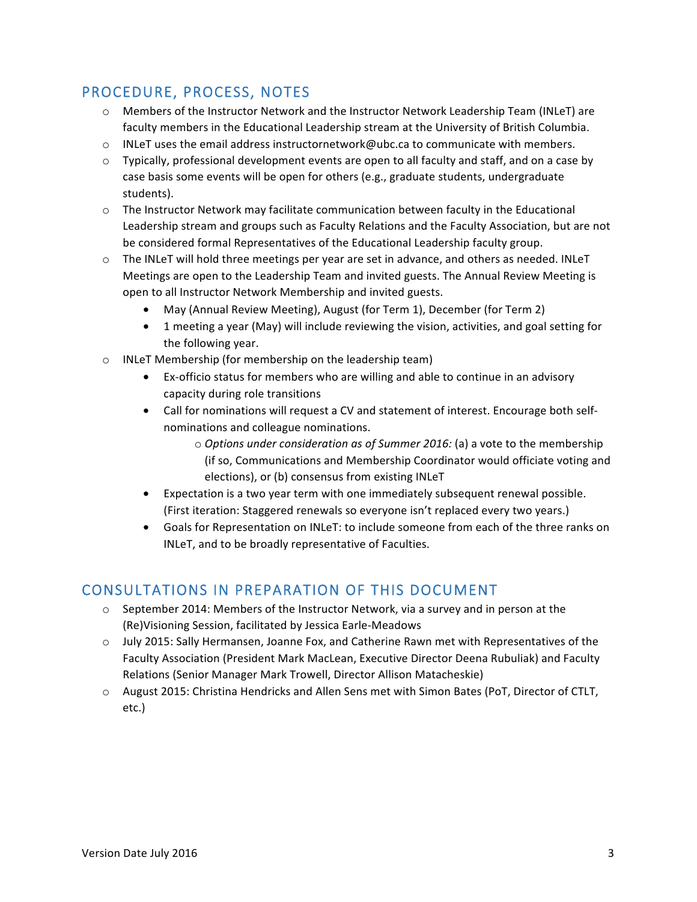## PROCEDURE, PROCESS, NOTES

- Members of the Instructor Network and the Instructor Network Leadership Team (INLeT) are faculty members in the Educational Leadership stream at the University of British Columbia.
- INLeT uses the email address instructornetwork@ubc.ca to communicate with members.
- Typically, professional development events are open to all faculty and staff, and on a case by case basis some events will be open for others (e.g., graduate students, undergraduate students).
- The Instructor Network may facilitate communication between faculty in the Educational Leadership stream and groups such as Faculty Relations and the Faculty Association, but are not be considered formal Representatives of the Educational Leadership faculty group.
- The INLeT will hold three meetings per year are set in advance, and others as needed. INLeT Meetings are open to the Leadership Team and invited guests. The Annual Review Meeting is open to all Instructor Network Membership and invited guests.
  - May (Annual Review Meeting), August (for Term 1), December (for Term 2)
  - 1 meeting a year (May) will include reviewing the vision, activities, and goal setting for the following year.
- INLeT Membership (for membership on the leadership team)
  - Ex-officio status for members who are willing and able to continue in an advisory capacity during role transitions
  - Call for nominations will request a CV and statement of interest. Encourage both self-nominations and colleague nominations.
    - *Options under consideration as of Summer 2016:* (a) a vote to the membership (if so, Communications and Membership Coordinator would officiate voting and elections), or (b) consensus from existing INLeT
  - Expectation is a two year term with one immediately subsequent renewal possible. (First iteration: Staggered renewals so everyone isn't replaced every two years.)
  - Goals for Representation on INLeT: to include someone from each of the three ranks on INLeT, and to be broadly representative of Faculties.

## CONSULTATIONS IN PREPARATION OF THIS DOCUMENT

- September 2014: Members of the Instructor Network, via a survey and in person at the (Re)Visioning Session, facilitated by Jessica Earle-Meadows
- July 2015: Sally Hermansen, Joanne Fox, and Catherine Rawn met with Representatives of the Faculty Association (President Mark MacLean, Executive Director Deena Rubuliak) and Faculty Relations (Senior Manager Mark Trowell, Director Allison Matacheskie)
- August 2015: Christina Hendricks and Allen Sens met with Simon Bates (PoT, Director of CTLT, etc.)

Version Date July 2016